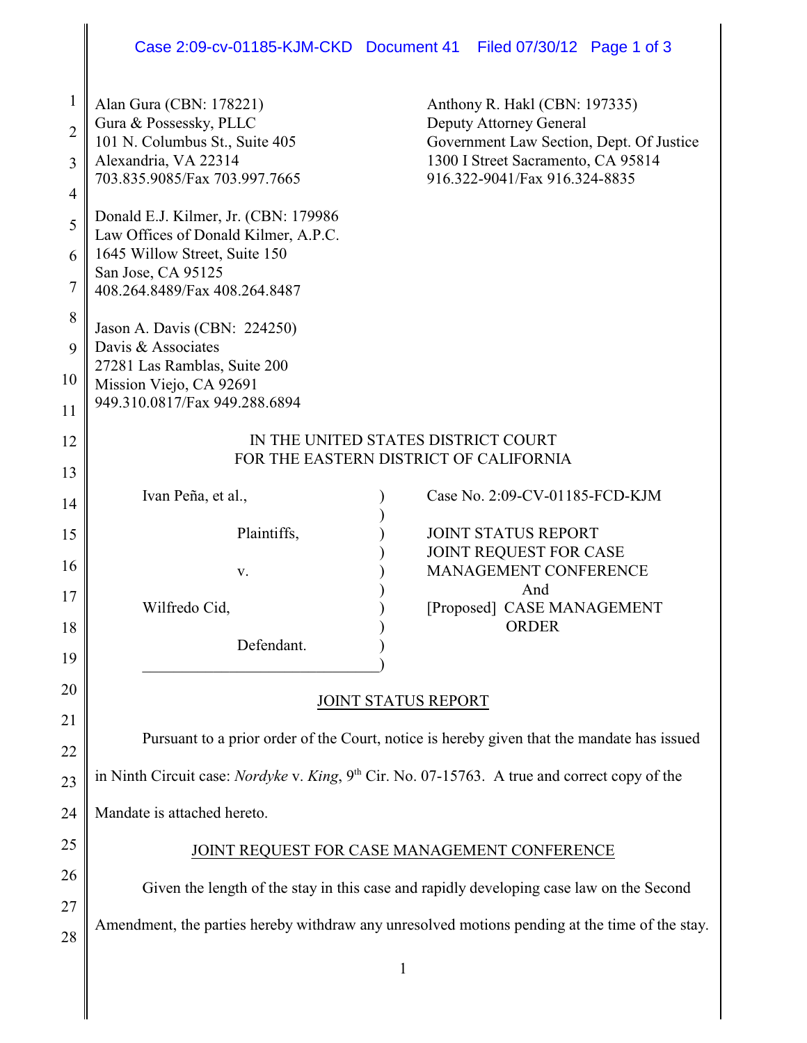Alan Gura (CBN: 178221)
Gura & Possessky, PLLC
101 N. Columbus St., Suite 405
Alexandria, VA 22314
703.835.9085/Fax 703.997.7665

Anthony R. Hakl (CBN: 197335)
Deputy Attorney General
Government Law Section, Dept. Of Justice
1300 I Street Sacramento, CA 95814
916.322-9041/Fax 916.324-8835

Donald E.J. Kilmer, Jr. (CBN: 179986
Law Offices of Donald Kilmer, A.P.C.
1645 Willow Street, Suite 150
San Jose, CA 95125
408.264.8489/Fax 408.264.8487

Jason A. Davis (CBN: 224250)
Davis & Associates
27281 Las Ramblas, Suite 200
Mission Viejo, CA 92691
949.310.0817/Fax 949.288.6894

IN THE UNITED STATES DISTRICT COURT
FOR THE EASTERN DISTRICT OF CALIFORNIA

Ivan Peña, et al.,

Plaintiffs,

v.

Wilfredo Cid,

Defendant.

Case No. 2:09-CV-01185-FCD-KJM

JOINT STATUS REPORT
JOINT REQUEST FOR CASE MANAGEMENT CONFERENCE
And
[Proposed] CASE MANAGEMENT ORDER

## JOINT STATUS REPORT

Pursuant to a prior order of the Court, notice is hereby given that the mandate has issued in Ninth Circuit case: *Nordyke* v. *King*, 9th Cir. No. 07-15763. A true and correct copy of the Mandate is attached hereto.

## JOINT REQUEST FOR CASE MANAGEMENT CONFERENCE

Given the length of the stay in this case and rapidly developing case law on the Second Amendment, the parties hereby withdraw any unresolved motions pending at the time of the stay.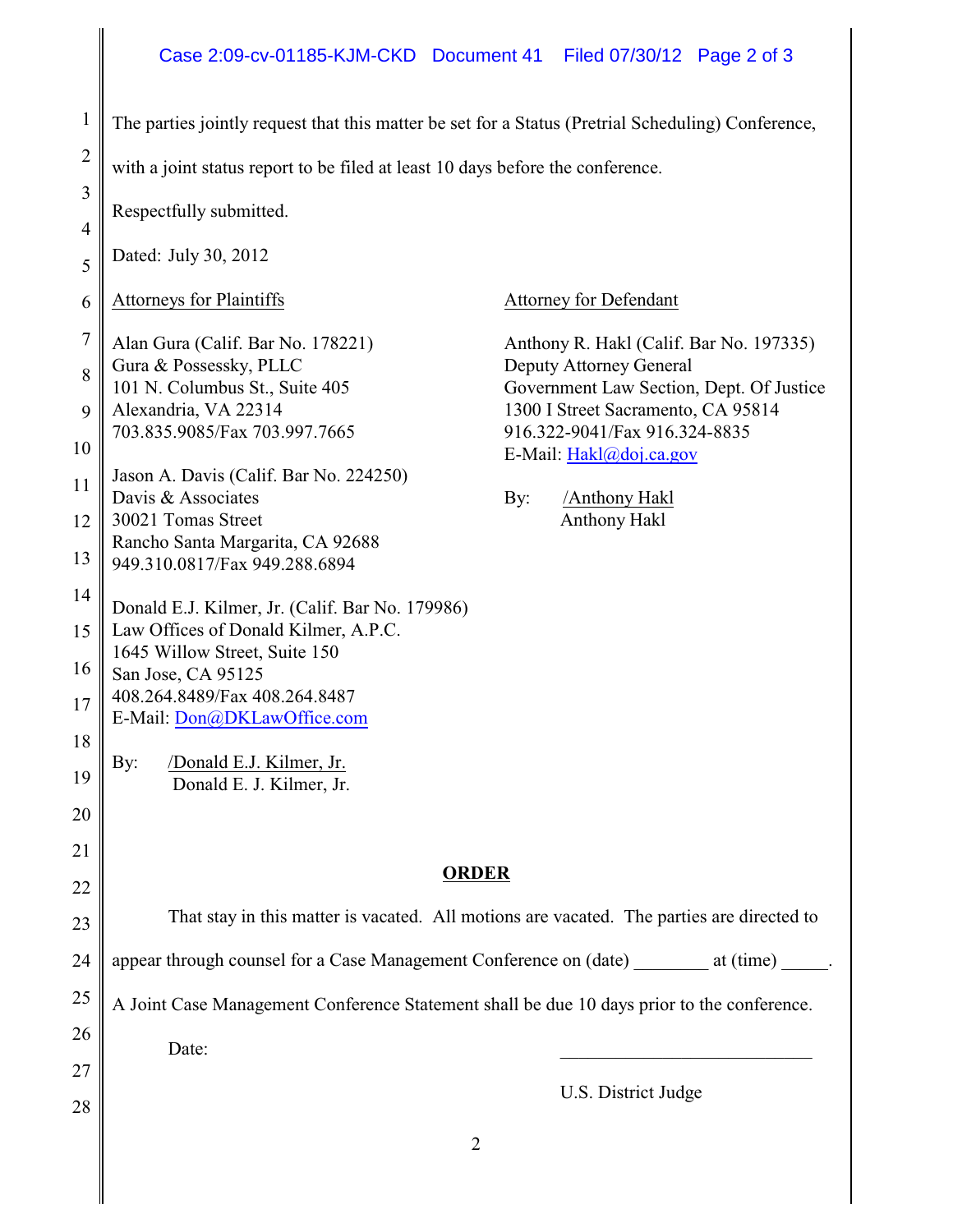The parties jointly request that this matter be set for a Status (Pretrial Scheduling) Conference, with a joint status report to be filed at least 10 days before the conference.

Respectfully submitted.

Dated: July 30, 2012

Attorneys for Plaintiffs

Alan Gura (Calif. Bar No. 178221)
Gura & Possessky, PLLC
101 N. Columbus St., Suite 405
Alexandria, VA 22314
703.835.9085/Fax 703.997.7665

Jason A. Davis (Calif. Bar No. 224250)
Davis & Associates
30021 Tomas Street
Rancho Santa Margarita, CA 92688
949.310.0817/Fax 949.288.6894

Donald E.J. Kilmer, Jr. (Calif. Bar No. 179986)
Law Offices of Donald Kilmer, A.P.C.
1645 Willow Street, Suite 150
San Jose, CA 95125
408.264.8489/Fax 408.264.8487
E-Mail: Don@DKLawOffice.com

By: /Donald E.J. Kilmer, Jr.
Donald E. J. Kilmer, Jr.

Attorney for Defendant

Anthony R. Hakl (Calif. Bar No. 197335)
Deputy Attorney General
Government Law Section, Dept. Of Justice
1300 I Street Sacramento, CA 95814
916.322-9041/Fax 916.324-8835
E-Mail: Hakl@doj.ca.gov

By: /Anthony Hakl
Anthony Hakl

## ORDER

That stay in this matter is vacated. All motions are vacated. The parties are directed to appear through counsel for a Case Management Conference on (date) ________ at (time) _____. A Joint Case Management Conference Statement shall be due 10 days prior to the conference.

Date: ___________________________

U.S. District Judge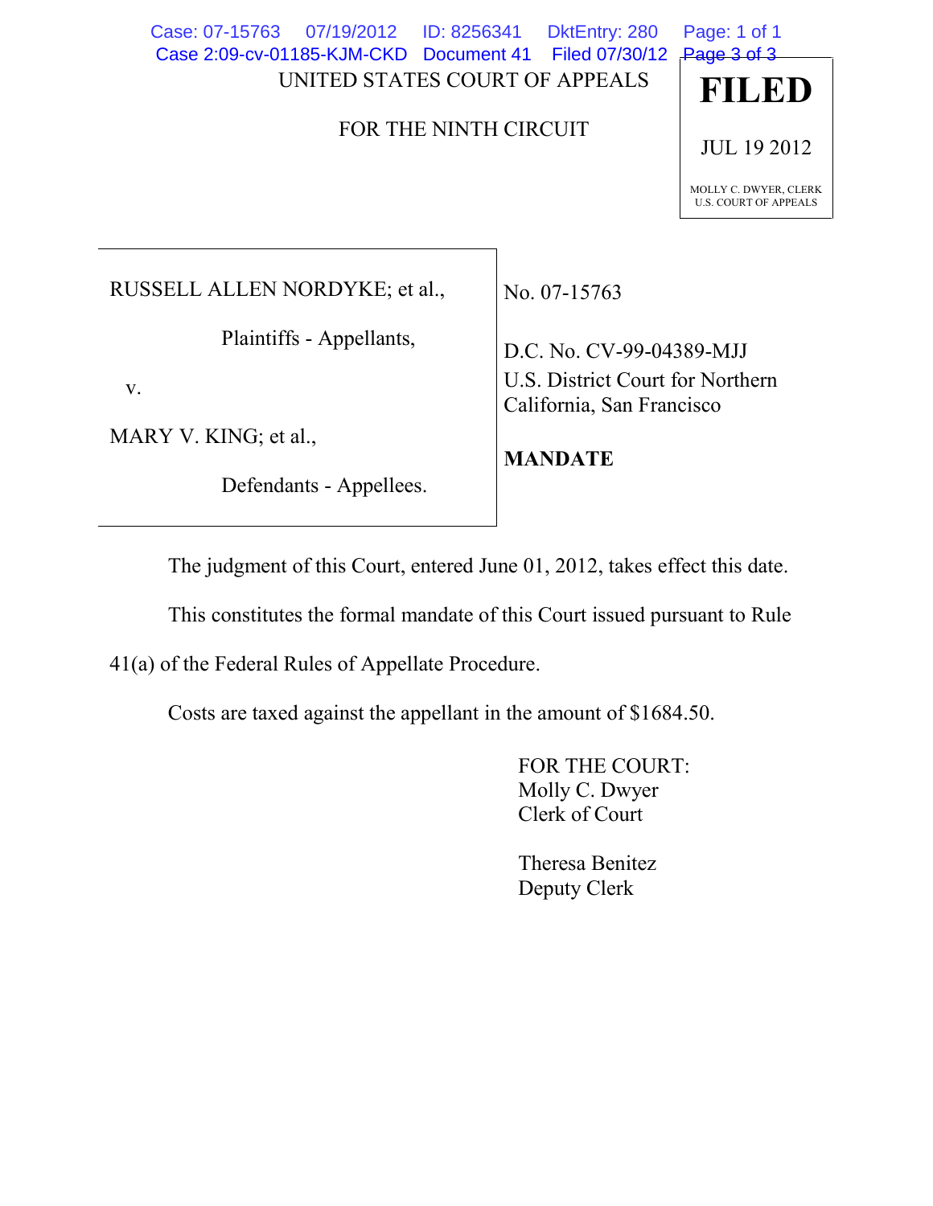UNITED STATES COURT OF APPEALS

FOR THE NINTH CIRCUIT

**FILED**

JUL 19 2012

MOLLY C. DWYER, CLERK
U.S. COURT OF APPEALS

| | |
|---|---|
| RUSSELL ALLEN NORDYKE; et al.,<br><br>Plaintiffs - Appellants,<br><br>v.<br><br>MARY V. KING; et al.,<br><br>Defendants - Appellees. | No. 07-15763<br><br>D.C. No. CV-99-04389-MJJ<br>U.S. District Court for Northern California, San Francisco<br><br>**MANDATE** |

The judgment of this Court, entered June 01, 2012, takes effect this date.

This constitutes the formal mandate of this Court issued pursuant to Rule 41(a) of the Federal Rules of Appellate Procedure.

Costs are taxed against the appellant in the amount of $1684.50.

FOR THE COURT:
Molly C. Dwyer
Clerk of Court

Theresa Benitez
Deputy Clerk